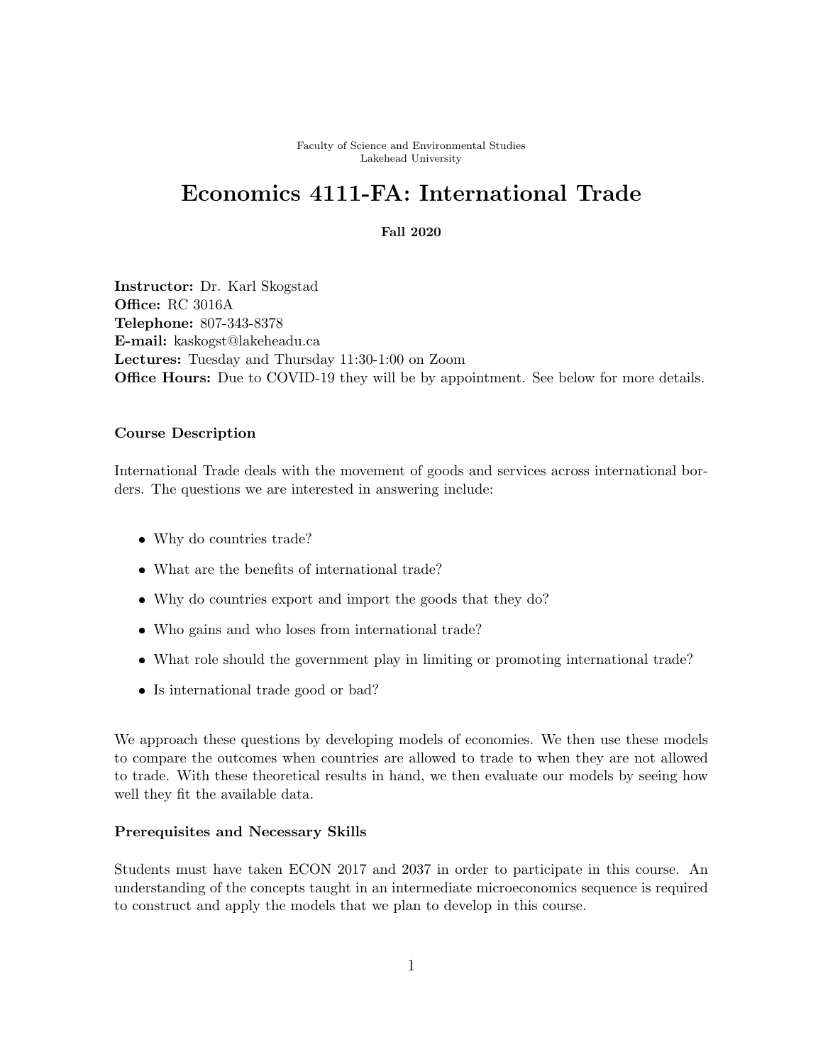Faculty of Science and Environmental Studies
Lakehead University

# Economics 4111-FA: International Trade

**Fall 2020**

**Instructor:** Dr. Karl Skogstad
**Office:** RC 3016A
**Telephone:** 807-343-8378
**E-mail:** kaskogst@lakeheadu.ca
**Lectures:** Tuesday and Thursday 11:30-1:00 on Zoom
**Office Hours:** Due to COVID-19 they will be by appointment. See below for more details.

### Course Description

International Trade deals with the movement of goods and services across international borders. The questions we are interested in answering include:

- Why do countries trade?
- What are the benefits of international trade?
- Why do countries export and import the goods that they do?
- Who gains and who loses from international trade?
- What role should the government play in limiting or promoting international trade?
- Is international trade good or bad?

We approach these questions by developing models of economies. We then use these models to compare the outcomes when countries are allowed to trade to when they are not allowed to trade. With these theoretical results in hand, we then evaluate our models by seeing how well they fit the available data.

### Prerequisites and Necessary Skills

Students must have taken ECON 2017 and 2037 in order to participate in this course. An understanding of the concepts taught in an intermediate microeconomics sequence is required to construct and apply the models that we plan to develop in this course.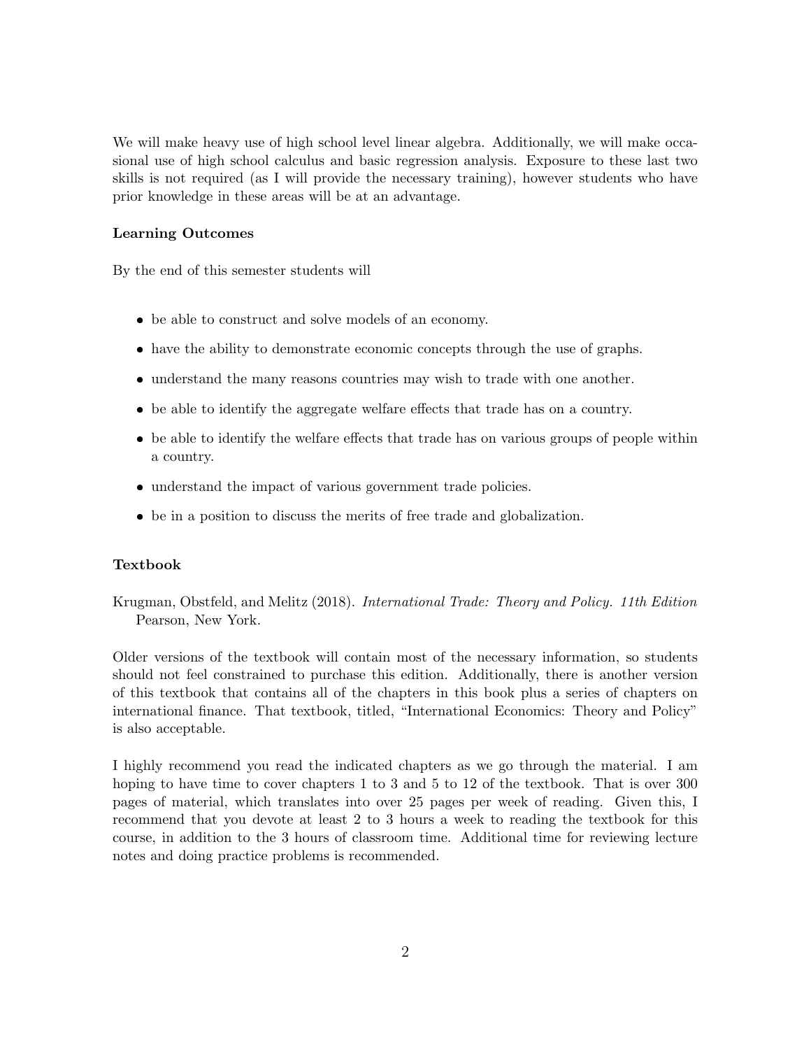We will make heavy use of high school level linear algebra. Additionally, we will make occasional use of high school calculus and basic regression analysis. Exposure to these last two skills is not required (as I will provide the necessary training), however students who have prior knowledge in these areas will be at an advantage.

**Learning Outcomes**

By the end of this semester students will

- be able to construct and solve models of an economy.
- have the ability to demonstrate economic concepts through the use of graphs.
- understand the many reasons countries may wish to trade with one another.
- be able to identify the aggregate welfare effects that trade has on a country.
- be able to identify the welfare effects that trade has on various groups of people within a country.
- understand the impact of various government trade policies.
- be in a position to discuss the merits of free trade and globalization.

**Textbook**

Krugman, Obstfeld, and Melitz (2018). *International Trade: Theory and Policy. 11th Edition* Pearson, New York.

Older versions of the textbook will contain most of the necessary information, so students should not feel constrained to purchase this edition. Additionally, there is another version of this textbook that contains all of the chapters in this book plus a series of chapters on international finance. That textbook, titled, "International Economics: Theory and Policy" is also acceptable.

I highly recommend you read the indicated chapters as we go through the material. I am hoping to have time to cover chapters 1 to 3 and 5 to 12 of the textbook. That is over 300 pages of material, which translates into over 25 pages per week of reading. Given this, I recommend that you devote at least 2 to 3 hours a week to reading the textbook for this course, in addition to the 3 hours of classroom time. Additional time for reviewing lecture notes and doing practice problems is recommended.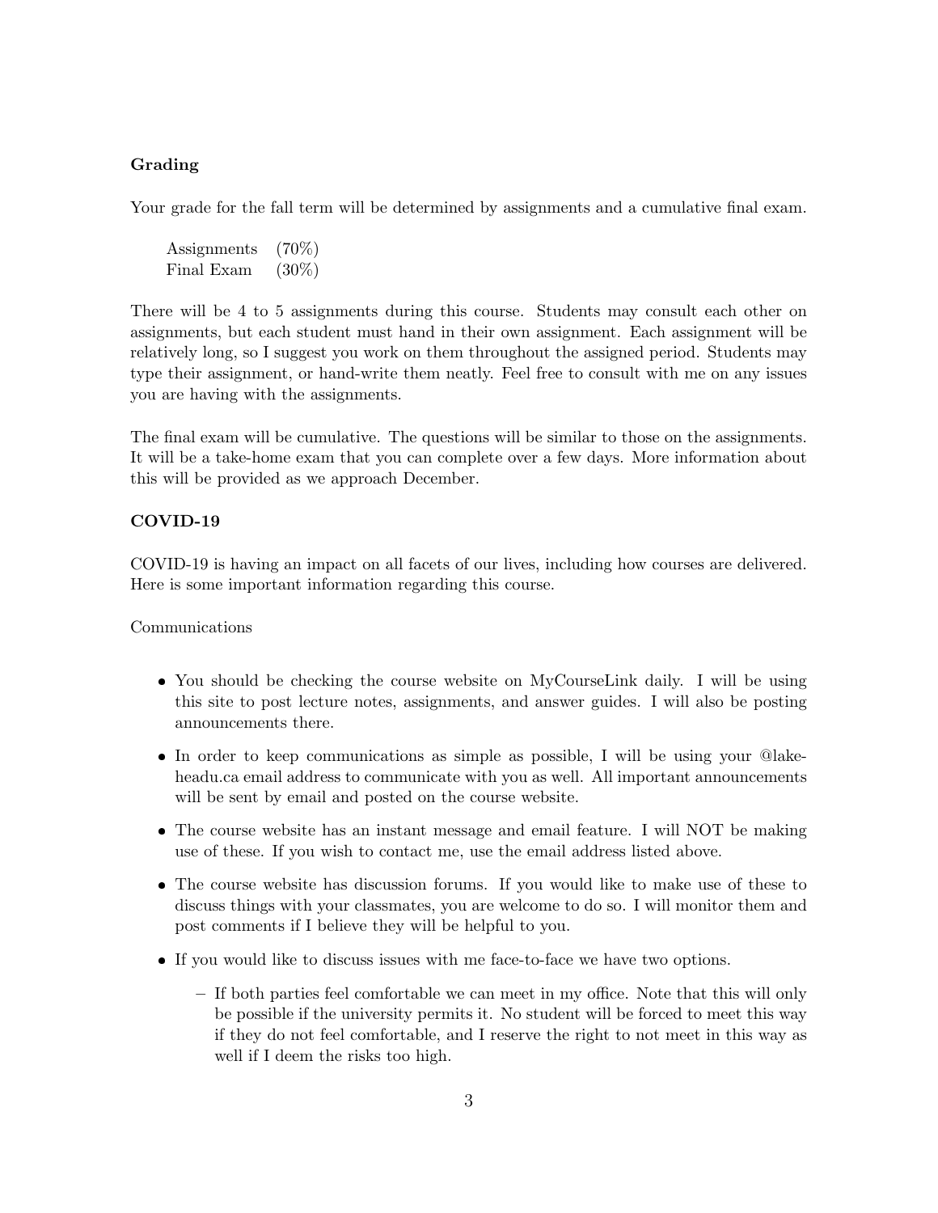**Grading**

Your grade for the fall term will be determined by assignments and a cumulative final exam.

| | |
|---|---|
| Assignments | (70%) |
| Final Exam | (30%) |

There will be 4 to 5 assignments during this course. Students may consult each other on assignments, but each student must hand in their own assignment. Each assignment will be relatively long, so I suggest you work on them throughout the assigned period. Students may type their assignment, or hand-write them neatly. Feel free to consult with me on any issues you are having with the assignments.

The final exam will be cumulative. The questions will be similar to those on the assignments. It will be a take-home exam that you can complete over a few days. More information about this will be provided as we approach December.

**COVID-19**

COVID-19 is having an impact on all facets of our lives, including how courses are delivered. Here is some important information regarding this course.

Communications

- You should be checking the course website on MyCourseLink daily. I will be using this site to post lecture notes, assignments, and answer guides. I will also be posting announcements there.
- In order to keep communications as simple as possible, I will be using your @lakeheadu.ca email address to communicate with you as well. All important announcements will be sent by email and posted on the course website.
- The course website has an instant message and email feature. I will NOT be making use of these. If you wish to contact me, use the email address listed above.
- The course website has discussion forums. If you would like to make use of these to discuss things with your classmates, you are welcome to do so. I will monitor them and post comments if I believe they will be helpful to you.
- If you would like to discuss issues with me face-to-face we have two options.
  - If both parties feel comfortable we can meet in my office. Note that this will only be possible if the university permits it. No student will be forced to meet this way if they do not feel comfortable, and I reserve the right to not meet in this way as well if I deem the risks too high.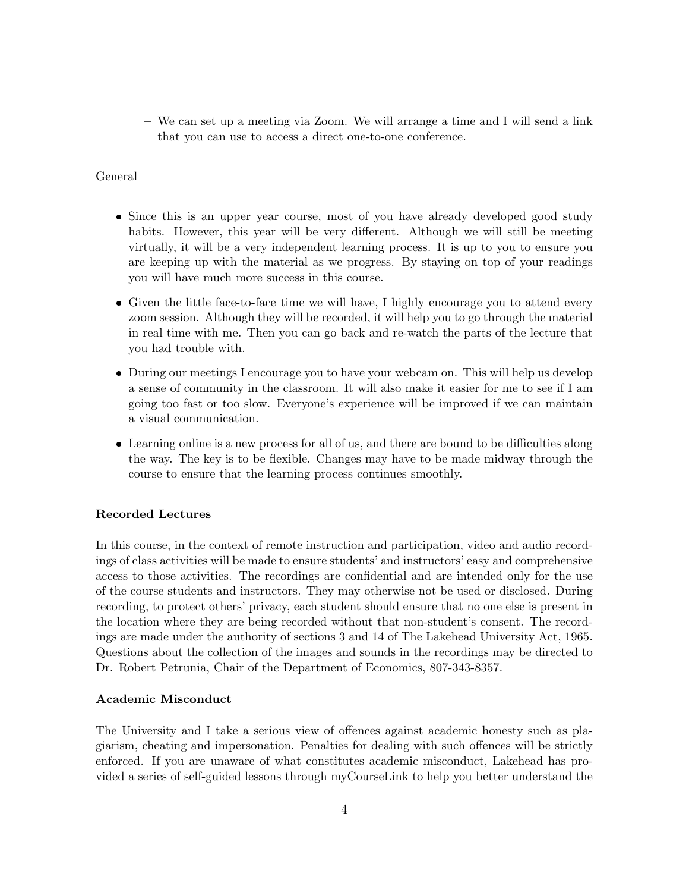- We can set up a meeting via Zoom. We will arrange a time and I will send a link that you can use to access a direct one-to-one conference.

General

- Since this is an upper year course, most of you have already developed good study habits. However, this year will be very different. Although we will still be meeting virtually, it will be a very independent learning process. It is up to you to ensure you are keeping up with the material as we progress. By staying on top of your readings you will have much more success in this course.
- Given the little face-to-face time we will have, I highly encourage you to attend every zoom session. Although they will be recorded, it will help you to go through the material in real time with me. Then you can go back and re-watch the parts of the lecture that you had trouble with.
- During our meetings I encourage you to have your webcam on. This will help us develop a sense of community in the classroom. It will also make it easier for me to see if I am going too fast or too slow. Everyone's experience will be improved if we can maintain a visual communication.
- Learning online is a new process for all of us, and there are bound to be difficulties along the way. The key is to be flexible. Changes may have to be made midway through the course to ensure that the learning process continues smoothly.

**Recorded Lectures**

In this course, in the context of remote instruction and participation, video and audio recordings of class activities will be made to ensure students' and instructors' easy and comprehensive access to those activities. The recordings are confidential and are intended only for the use of the course students and instructors. They may otherwise not be used or disclosed. During recording, to protect others' privacy, each student should ensure that no one else is present in the location where they are being recorded without that non-student's consent. The recordings are made under the authority of sections 3 and 14 of The Lakehead University Act, 1965. Questions about the collection of the images and sounds in the recordings may be directed to Dr. Robert Petrunia, Chair of the Department of Economics, 807-343-8357.

**Academic Misconduct**

The University and I take a serious view of offences against academic honesty such as plagiarism, cheating and impersonation. Penalties for dealing with such offences will be strictly enforced. If you are unaware of what constitutes academic misconduct, Lakehead has provided a series of self-guided lessons through myCourseLink to help you better understand the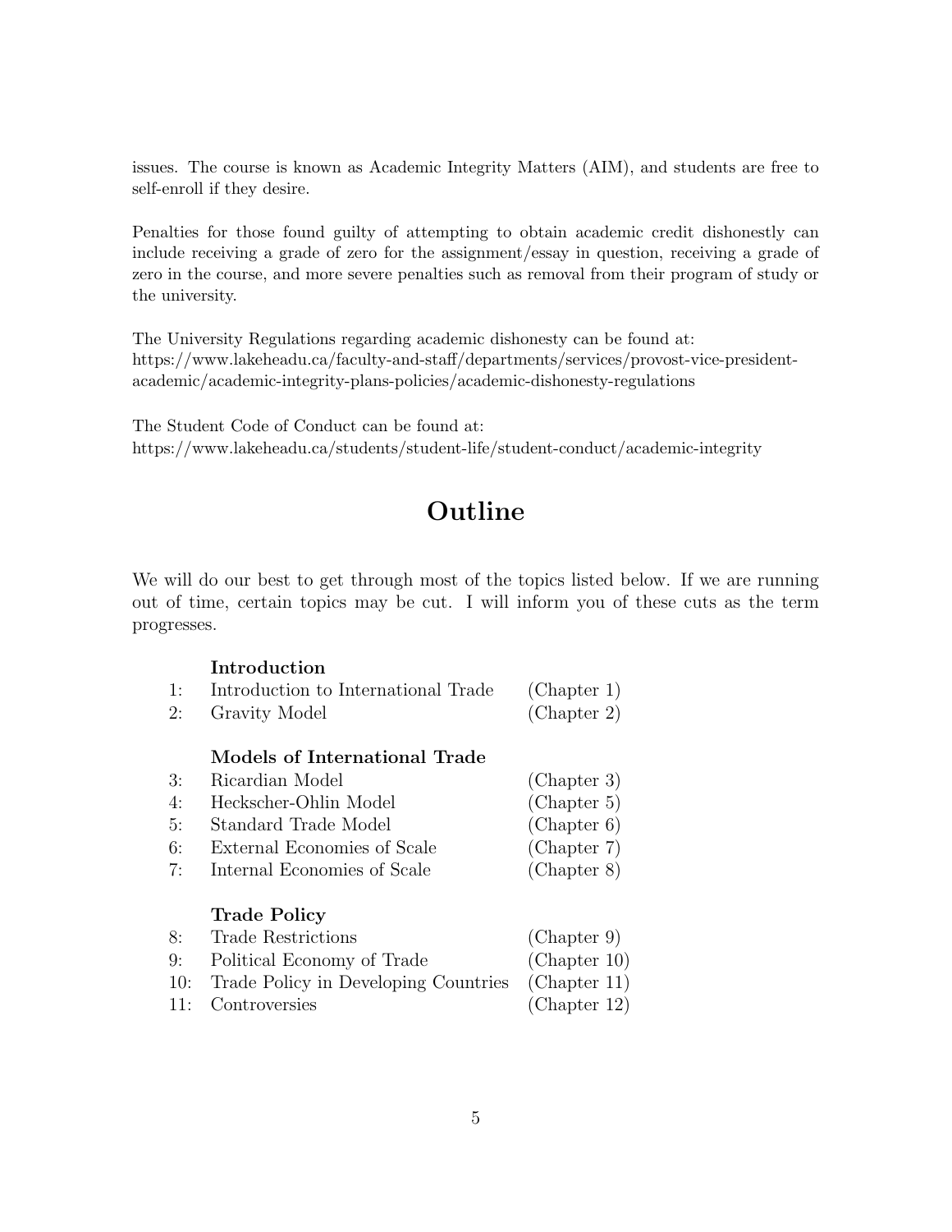issues. The course is known as Academic Integrity Matters (AIM), and students are free to self-enroll if they desire.

Penalties for those found guilty of attempting to obtain academic credit dishonestly can include receiving a grade of zero for the assignment/essay in question, receiving a grade of zero in the course, and more severe penalties such as removal from their program of study or the university.

The University Regulations regarding academic dishonesty can be found at:
https://www.lakeheadu.ca/faculty-and-staff/departments/services/provost-vice-president-academic/academic-integrity-plans-policies/academic-dishonesty-regulations

The Student Code of Conduct can be found at:
https://www.lakeheadu.ca/students/student-life/student-conduct/academic-integrity

# Outline

We will do our best to get through most of the topics listed below. If we are running out of time, certain topics may be cut. I will inform you of these cuts as the term progresses.

| | | |
|---|---|---|
| | **Introduction** | |
| 1: | Introduction to International Trade | (Chapter 1) |
| 2: | Gravity Model | (Chapter 2) |
| | **Models of International Trade** | |
| 3: | Ricardian Model | (Chapter 3) |
| 4: | Heckscher-Ohlin Model | (Chapter 5) |
| 5: | Standard Trade Model | (Chapter 6) |
| 6: | External Economies of Scale | (Chapter 7) |
| 7: | Internal Economies of Scale | (Chapter 8) |
| | **Trade Policy** | |
| 8: | Trade Restrictions | (Chapter 9) |
| 9: | Political Economy of Trade | (Chapter 10) |
| 10: | Trade Policy in Developing Countries | (Chapter 11) |
| 11: | Controversies | (Chapter 12) |